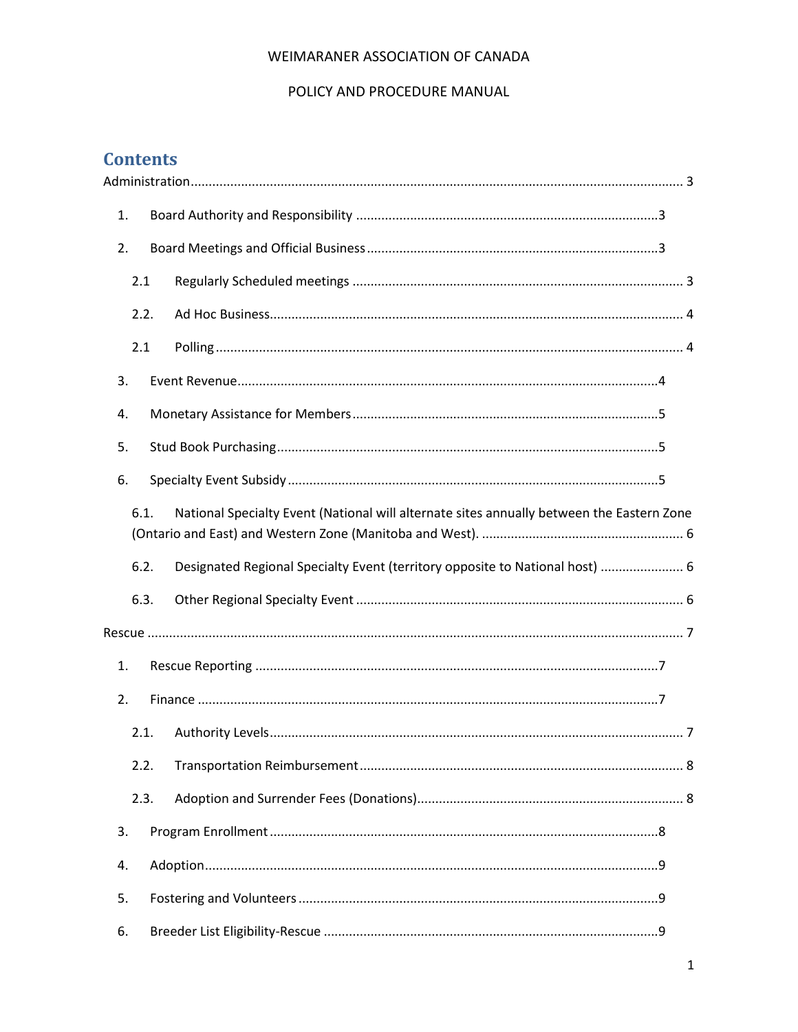WEIMARANER ASSOCIATION OF CANADA

POLICY AND PROCEDURE MANUAL

## Contents

Administration ........................................................................................................................ 3

1. Board Authority and Responsibility ........................................................................ 3
2. Board Meetings and Official Business ..................................................................... 3
   - 2.1 Regularly Scheduled meetings ........................................................................... 3
   - 2.2. Ad Hoc Business ................................................................................................ 4
   - 2.1 Polling ................................................................................................................ 4
3. Event Revenue ........................................................................................................ 4
4. Monetary Assistance for Members .......................................................................... 5
5. Stud Book Purchasing .............................................................................................. 5
6. Specialty Event Subsidy ........................................................................................... 5
   - 6.1. National Specialty Event (National will alternate sites annually between the Eastern Zone (Ontario and East) and Western Zone (Manitoba and West). ........................................................ 6
   - 6.2. Designated Regional Specialty Event (territory opposite to National host) ....................... 6
   - 6.3. Other Regional Specialty Event .......................................................................... 6

Rescue ..................................................................................................................................... 7

1. Rescue Reporting ..................................................................................................... 7
2. Finance ..................................................................................................................... 7
   - 2.1. Authority Levels ................................................................................................. 7
   - 2.2. Transportation Reimbursement .......................................................................... 8
   - 2.3. Adoption and Surrender Fees (Donations) ......................................................... 8
3. Program Enrollment ................................................................................................. 8
4. Adoption .................................................................................................................. 9
5. Fostering and Volunteers ......................................................................................... 9
6. Breeder List Eligibility-Rescue .................................................................................. 9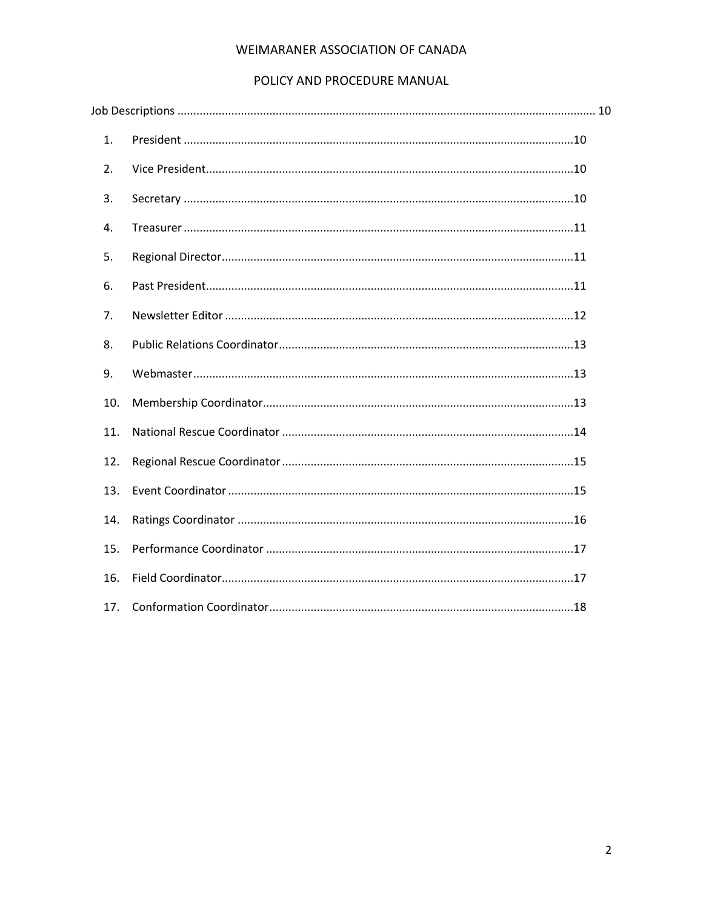WEIMARANER ASSOCIATION OF CANADA

POLICY AND PROCEDURE MANUAL

Job Descriptions ..... 10

1. President ..... 10
2. Vice President ..... 10
3. Secretary ..... 10
4. Treasurer ..... 11
5. Regional Director ..... 11
6. Past President ..... 11
7. Newsletter Editor ..... 12
8. Public Relations Coordinator ..... 13
9. Webmaster ..... 13
10. Membership Coordinator ..... 13
11. National Rescue Coordinator ..... 14
12. Regional Rescue Coordinator ..... 15
13. Event Coordinator ..... 15
14. Ratings Coordinator ..... 16
15. Performance Coordinator ..... 17
16. Field Coordinator ..... 17
17. Conformation Coordinator ..... 18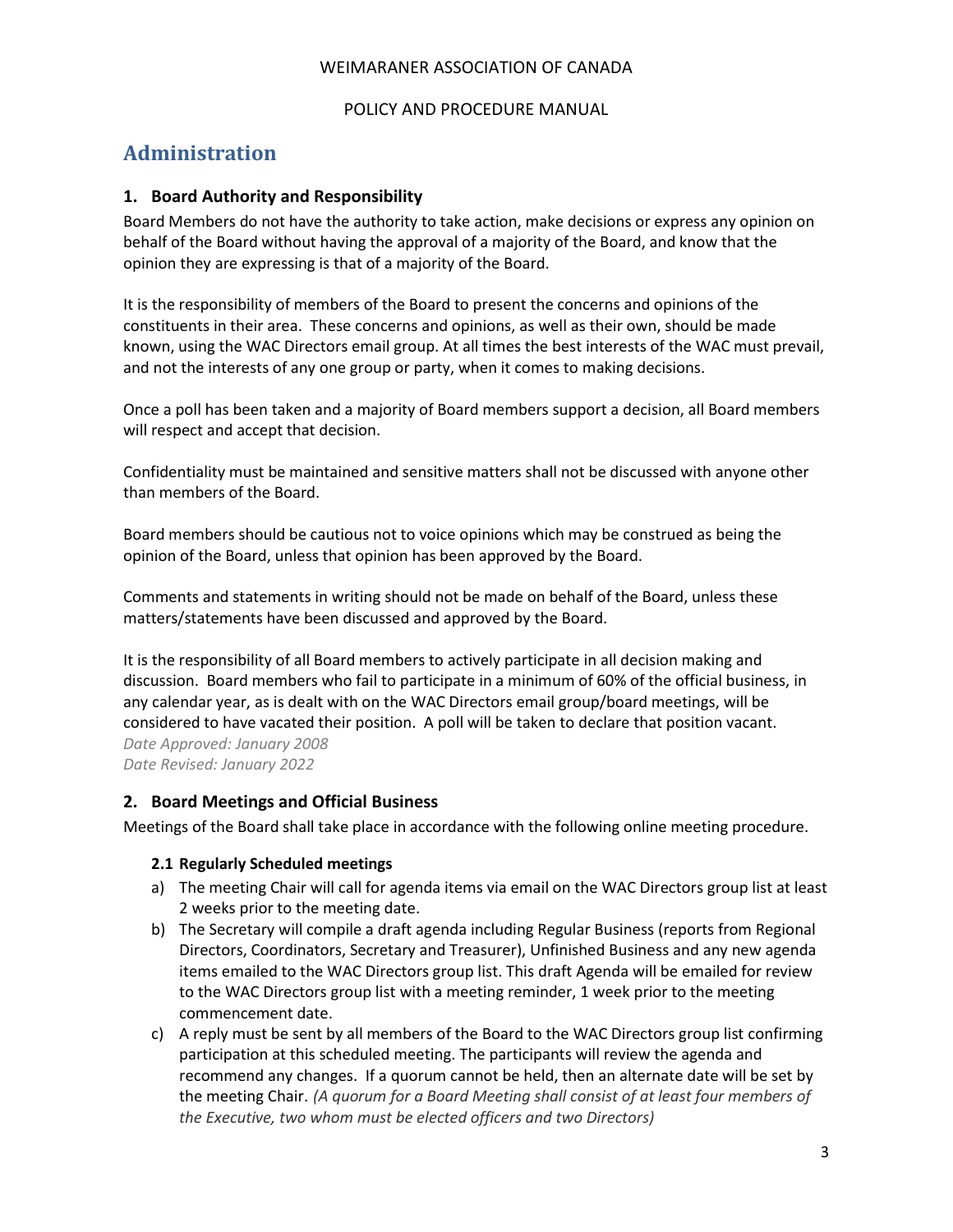# Administration

## 1. Board Authority and Responsibility

Board Members do not have the authority to take action, make decisions or express any opinion on behalf of the Board without having the approval of a majority of the Board, and know that the opinion they are expressing is that of a majority of the Board.

It is the responsibility of members of the Board to present the concerns and opinions of the constituents in their area. These concerns and opinions, as well as their own, should be made known, using the WAC Directors email group. At all times the best interests of the WAC must prevail, and not the interests of any one group or party, when it comes to making decisions.

Once a poll has been taken and a majority of Board members support a decision, all Board members will respect and accept that decision.

Confidentiality must be maintained and sensitive matters shall not be discussed with anyone other than members of the Board.

Board members should be cautious not to voice opinions which may be construed as being the opinion of the Board, unless that opinion has been approved by the Board.

Comments and statements in writing should not be made on behalf of the Board, unless these matters/statements have been discussed and approved by the Board.

It is the responsibility of all Board members to actively participate in all decision making and discussion. Board members who fail to participate in a minimum of 60% of the official business, in any calendar year, as is dealt with on the WAC Directors email group/board meetings, will be considered to have vacated their position. A poll will be taken to declare that position vacant.

*Date Approved: January 2008*
*Date Revised: January 2022*

## 2. Board Meetings and Official Business

Meetings of the Board shall take place in accordance with the following online meeting procedure.

### 2.1 Regularly Scheduled meetings

a) The meeting Chair will call for agenda items via email on the WAC Directors group list at least 2 weeks prior to the meeting date.

b) The Secretary will compile a draft agenda including Regular Business (reports from Regional Directors, Coordinators, Secretary and Treasurer), Unfinished Business and any new agenda items emailed to the WAC Directors group list. This draft Agenda will be emailed for review to the WAC Directors group list with a meeting reminder, 1 week prior to the meeting commencement date.

c) A reply must be sent by all members of the Board to the WAC Directors group list confirming participation at this scheduled meeting. The participants will review the agenda and recommend any changes. If a quorum cannot be held, then an alternate date will be set by the meeting Chair. *(A quorum for a Board Meeting shall consist of at least four members of the Executive, two whom must be elected officers and two Directors)*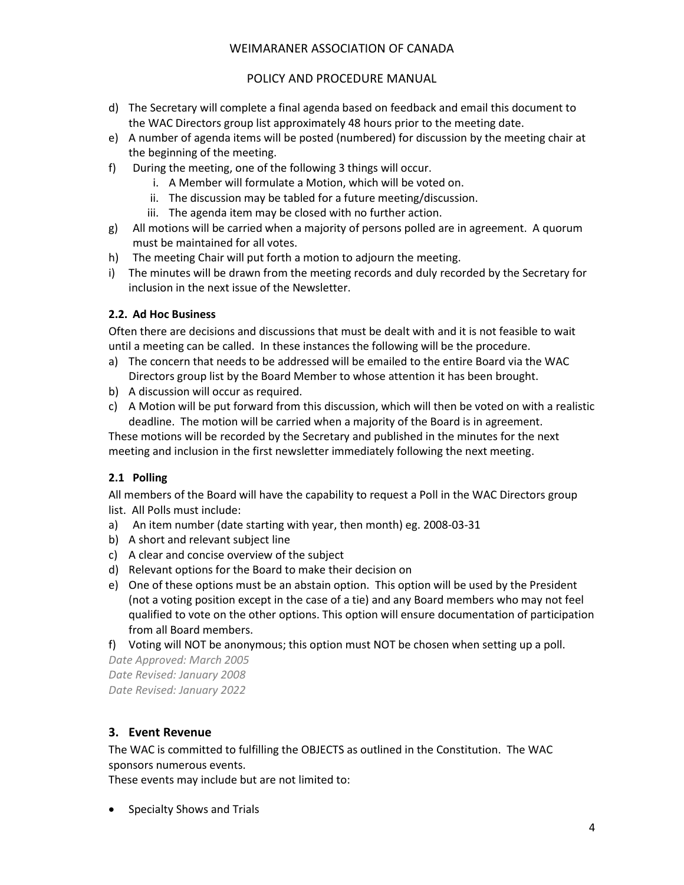d) The Secretary will complete a final agenda based on feedback and email this document to the WAC Directors group list approximately 48 hours prior to the meeting date.
e) A number of agenda items will be posted (numbered) for discussion by the meeting chair at the beginning of the meeting.
f) During the meeting, one of the following 3 things will occur.
   i. A Member will formulate a Motion, which will be voted on.
   ii. The discussion may be tabled for a future meeting/discussion.
   iii. The agenda item may be closed with no further action.
g) All motions will be carried when a majority of persons polled are in agreement. A quorum must be maintained for all votes.
h) The meeting Chair will put forth a motion to adjourn the meeting.
i) The minutes will be drawn from the meeting records and duly recorded by the Secretary for inclusion in the next issue of the Newsletter.

### 2.2. Ad Hoc Business

Often there are decisions and discussions that must be dealt with and it is not feasible to wait until a meeting can be called. In these instances the following will be the procedure.

a) The concern that needs to be addressed will be emailed to the entire Board via the WAC Directors group list by the Board Member to whose attention it has been brought.
b) A discussion will occur as required.
c) A Motion will be put forward from this discussion, which will then be voted on with a realistic deadline. The motion will be carried when a majority of the Board is in agreement.

These motions will be recorded by the Secretary and published in the minutes for the next meeting and inclusion in the first newsletter immediately following the next meeting.

### 2.1 Polling

All members of the Board will have the capability to request a Poll in the WAC Directors group list. All Polls must include:

a) An item number (date starting with year, then month) eg. 2008-03-31
b) A short and relevant subject line
c) A clear and concise overview of the subject
d) Relevant options for the Board to make their decision on
e) One of these options must be an abstain option. This option will be used by the President (not a voting position except in the case of a tie) and any Board members who may not feel qualified to vote on the other options. This option will ensure documentation of participation from all Board members.
f) Voting will NOT be anonymous; this option must NOT be chosen when setting up a poll.

*Date Approved: March 2005*
*Date Revised: January 2008*
*Date Revised: January 2022*

## 3. Event Revenue

The WAC is committed to fulfilling the OBJECTS as outlined in the Constitution. The WAC sponsors numerous events.

These events may include but are not limited to:

- Specialty Shows and Trials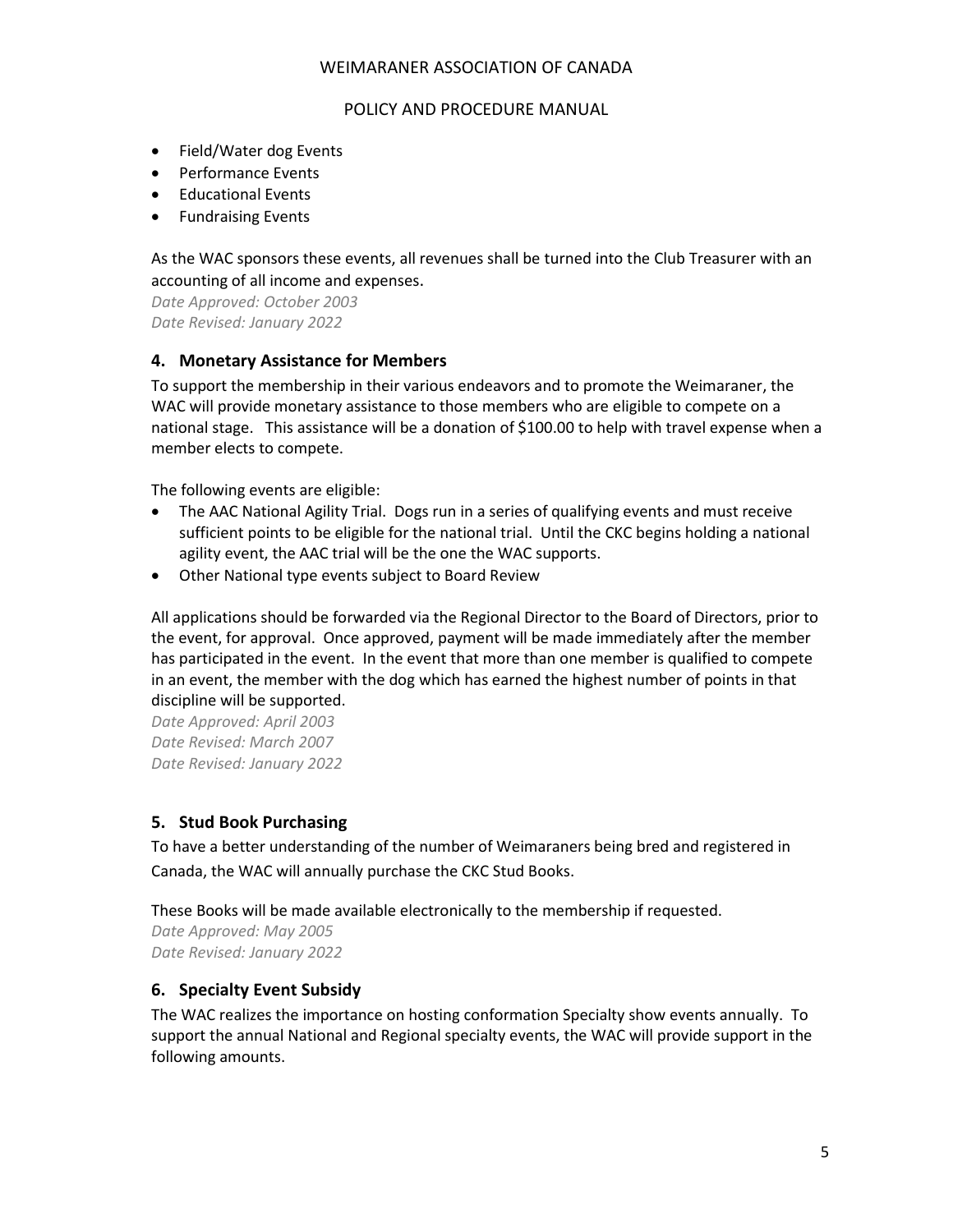- Field/Water dog Events
- Performance Events
- Educational Events
- Fundraising Events

As the WAC sponsors these events, all revenues shall be turned into the Club Treasurer with an accounting of all income and expenses.

*Date Approved: October 2003*
*Date Revised: January 2022*

## 4. Monetary Assistance for Members

To support the membership in their various endeavors and to promote the Weimaraner, the WAC will provide monetary assistance to those members who are eligible to compete on a national stage. This assistance will be a donation of $100.00 to help with travel expense when a member elects to compete.

The following events are eligible:

- The AAC National Agility Trial. Dogs run in a series of qualifying events and must receive sufficient points to be eligible for the national trial. Until the CKC begins holding a national agility event, the AAC trial will be the one the WAC supports.
- Other National type events subject to Board Review

All applications should be forwarded via the Regional Director to the Board of Directors, prior to the event, for approval. Once approved, payment will be made immediately after the member has participated in the event. In the event that more than one member is qualified to compete in an event, the member with the dog which has earned the highest number of points in that discipline will be supported.

*Date Approved: April 2003*
*Date Revised: March 2007*
*Date Revised: January 2022*

## 5. Stud Book Purchasing

To have a better understanding of the number of Weimaraners being bred and registered in Canada, the WAC will annually purchase the CKC Stud Books.

These Books will be made available electronically to the membership if requested.

*Date Approved: May 2005*
*Date Revised: January 2022*

## 6. Specialty Event Subsidy

The WAC realizes the importance on hosting conformation Specialty show events annually. To support the annual National and Regional specialty events, the WAC will provide support in the following amounts.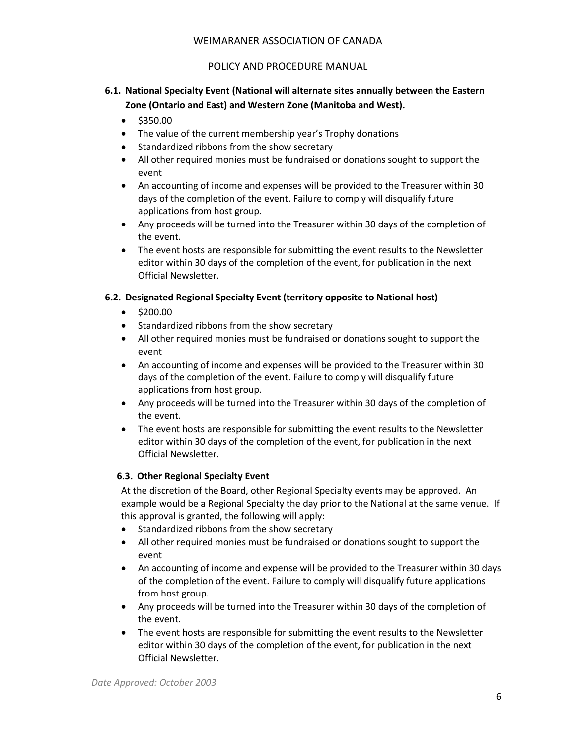### 6.1. National Specialty Event (National will alternate sites annually between the Eastern Zone (Ontario and East) and Western Zone (Manitoba and West).

- $350.00
- The value of the current membership year's Trophy donations
- Standardized ribbons from the show secretary
- All other required monies must be fundraised or donations sought to support the event
- An accounting of income and expenses will be provided to the Treasurer within 30 days of the completion of the event. Failure to comply will disqualify future applications from host group.
- Any proceeds will be turned into the Treasurer within 30 days of the completion of the event.
- The event hosts are responsible for submitting the event results to the Newsletter editor within 30 days of the completion of the event, for publication in the next Official Newsletter.

### 6.2. Designated Regional Specialty Event (territory opposite to National host)

- $200.00
- Standardized ribbons from the show secretary
- All other required monies must be fundraised or donations sought to support the event
- An accounting of income and expenses will be provided to the Treasurer within 30 days of the completion of the event. Failure to comply will disqualify future applications from host group.
- Any proceeds will be turned into the Treasurer within 30 days of the completion of the event.
- The event hosts are responsible for submitting the event results to the Newsletter editor within 30 days of the completion of the event, for publication in the next Official Newsletter.

### 6.3. Other Regional Specialty Event

At the discretion of the Board, other Regional Specialty events may be approved. An example would be a Regional Specialty the day prior to the National at the same venue. If this approval is granted, the following will apply:

- Standardized ribbons from the show secretary
- All other required monies must be fundraised or donations sought to support the event
- An accounting of income and expense will be provided to the Treasurer within 30 days of the completion of the event. Failure to comply will disqualify future applications from host group.
- Any proceeds will be turned into the Treasurer within 30 days of the completion of the event.
- The event hosts are responsible for submitting the event results to the Newsletter editor within 30 days of the completion of the event, for publication in the next Official Newsletter.

*Date Approved: October 2003*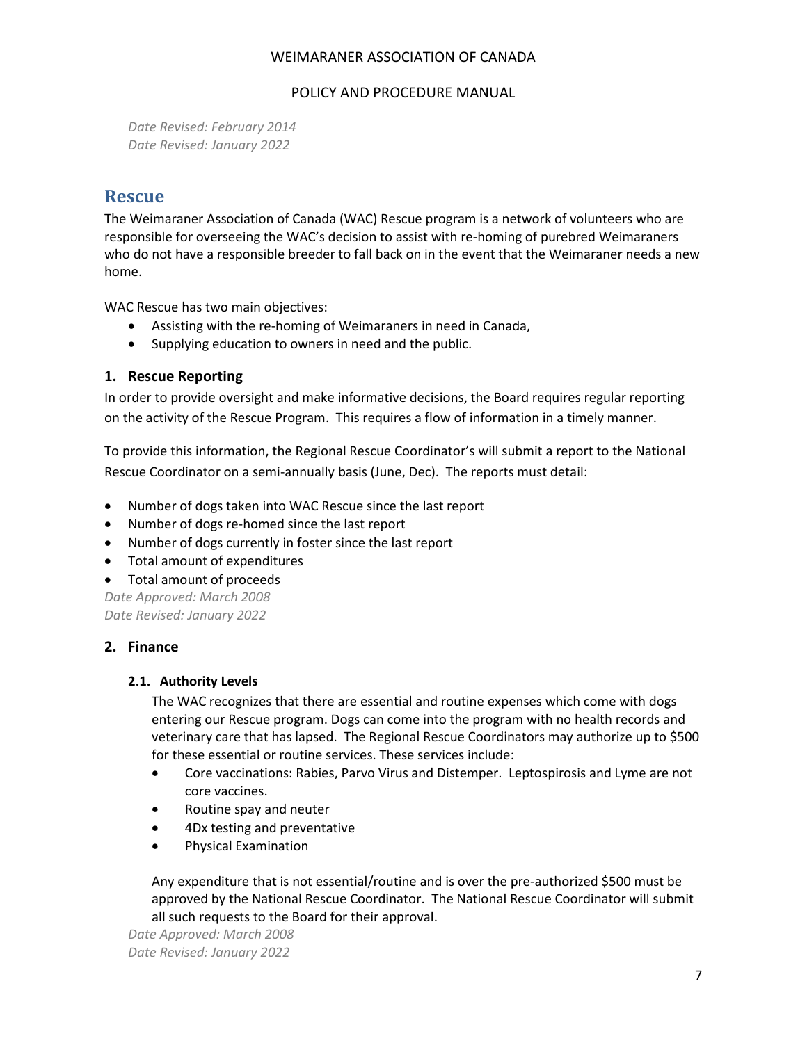*Date Revised: February 2014*
*Date Revised: January 2022*

# Rescue

The Weimaraner Association of Canada (WAC) Rescue program is a network of volunteers who are responsible for overseeing the WAC's decision to assist with re-homing of purebred Weimaraners who do not have a responsible breeder to fall back on in the event that the Weimaraner needs a new home.

WAC Rescue has two main objectives:

- Assisting with the re-homing of Weimaraners in need in Canada,
- Supplying education to owners in need and the public.

## 1. Rescue Reporting

In order to provide oversight and make informative decisions, the Board requires regular reporting on the activity of the Rescue Program. This requires a flow of information in a timely manner.

To provide this information, the Regional Rescue Coordinator's will submit a report to the National Rescue Coordinator on a semi-annually basis (June, Dec). The reports must detail:

- Number of dogs taken into WAC Rescue since the last report
- Number of dogs re-homed since the last report
- Number of dogs currently in foster since the last report
- Total amount of expenditures
- Total amount of proceeds

*Date Approved: March 2008*
*Date Revised: January 2022*

## 2. Finance

### 2.1. Authority Levels

The WAC recognizes that there are essential and routine expenses which come with dogs entering our Rescue program. Dogs can come into the program with no health records and veterinary care that has lapsed. The Regional Rescue Coordinators may authorize up to $500 for these essential or routine services. These services include:

- Core vaccinations: Rabies, Parvo Virus and Distemper. Leptospirosis and Lyme are not core vaccines.
- Routine spay and neuter
- 4Dx testing and preventative
- Physical Examination

Any expenditure that is not essential/routine and is over the pre-authorized $500 must be approved by the National Rescue Coordinator. The National Rescue Coordinator will submit all such requests to the Board for their approval.

*Date Approved: March 2008*
*Date Revised: January 2022*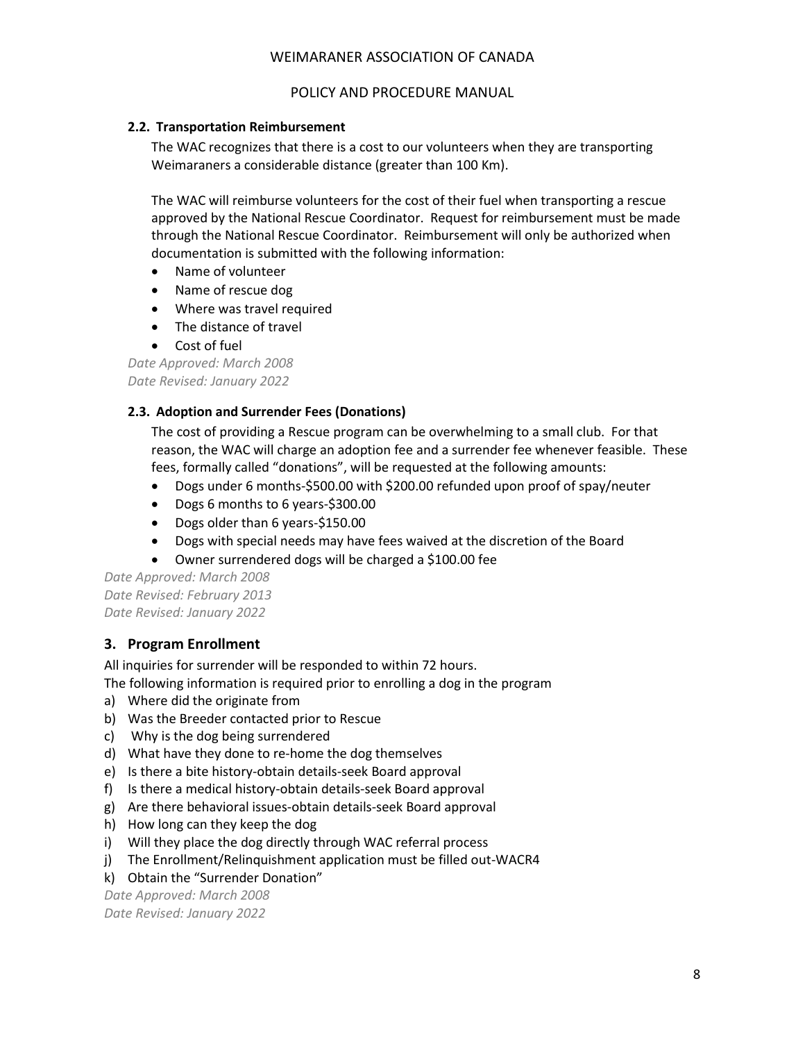### 2.2. Transportation Reimbursement

The WAC recognizes that there is a cost to our volunteers when they are transporting Weimaraners a considerable distance (greater than 100 Km).

The WAC will reimburse volunteers for the cost of their fuel when transporting a rescue approved by the National Rescue Coordinator. Request for reimbursement must be made through the National Rescue Coordinator. Reimbursement will only be authorized when documentation is submitted with the following information:

- Name of volunteer
- Name of rescue dog
- Where was travel required
- The distance of travel
- Cost of fuel

*Date Approved: March 2008*
*Date Revised: January 2022*

### 2.3. Adoption and Surrender Fees (Donations)

The cost of providing a Rescue program can be overwhelming to a small club. For that reason, the WAC will charge an adoption fee and a surrender fee whenever feasible. These fees, formally called "donations", will be requested at the following amounts:

- Dogs under 6 months-$500.00 with $200.00 refunded upon proof of spay/neuter
- Dogs 6 months to 6 years-$300.00
- Dogs older than 6 years-$150.00
- Dogs with special needs may have fees waived at the discretion of the Board
- Owner surrendered dogs will be charged a $100.00 fee

*Date Approved: March 2008*
*Date Revised: February 2013*
*Date Revised: January 2022*

## 3. Program Enrollment

All inquiries for surrender will be responded to within 72 hours.
The following information is required prior to enrolling a dog in the program

a) Where did the originate from
b) Was the Breeder contacted prior to Rescue
c) Why is the dog being surrendered
d) What have they done to re-home the dog themselves
e) Is there a bite history-obtain details-seek Board approval
f) Is there a medical history-obtain details-seek Board approval
g) Are there behavioral issues-obtain details-seek Board approval
h) How long can they keep the dog
i) Will they place the dog directly through WAC referral process
j) The Enrollment/Relinquishment application must be filled out-WACR4
k) Obtain the "Surrender Donation"

*Date Approved: March 2008*
*Date Revised: January 2022*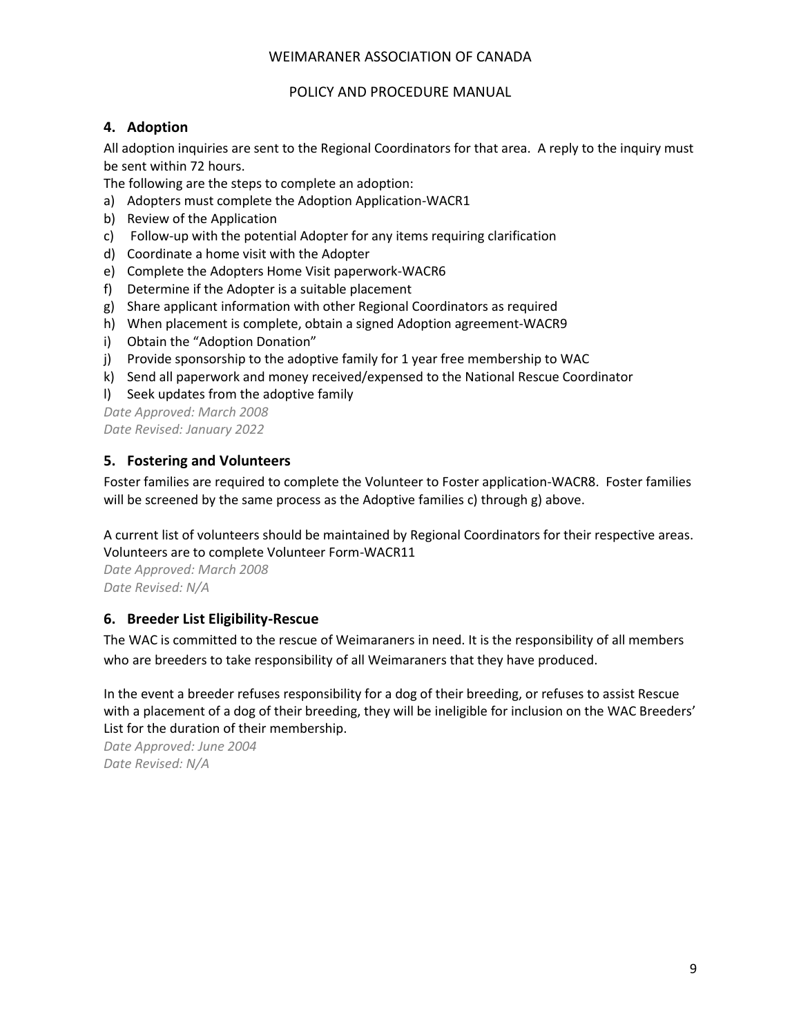## 4. Adoption

All adoption inquiries are sent to the Regional Coordinators for that area. A reply to the inquiry must be sent within 72 hours.

The following are the steps to complete an adoption:

a) Adopters must complete the Adoption Application-WACR1
b) Review of the Application
c) Follow-up with the potential Adopter for any items requiring clarification
d) Coordinate a home visit with the Adopter
e) Complete the Adopters Home Visit paperwork-WACR6
f) Determine if the Adopter is a suitable placement
g) Share applicant information with other Regional Coordinators as required
h) When placement is complete, obtain a signed Adoption agreement-WACR9
i) Obtain the "Adoption Donation"
j) Provide sponsorship to the adoptive family for 1 year free membership to WAC
k) Send all paperwork and money received/expensed to the National Rescue Coordinator
l) Seek updates from the adoptive family

*Date Approved: March 2008*
*Date Revised: January 2022*

## 5. Fostering and Volunteers

Foster families are required to complete the Volunteer to Foster application-WACR8. Foster families will be screened by the same process as the Adoptive families c) through g) above.

A current list of volunteers should be maintained by Regional Coordinators for their respective areas. Volunteers are to complete Volunteer Form-WACR11

*Date Approved: March 2008*
*Date Revised: N/A*

## 6. Breeder List Eligibility-Rescue

The WAC is committed to the rescue of Weimaraners in need. It is the responsibility of all members who are breeders to take responsibility of all Weimaraners that they have produced.

In the event a breeder refuses responsibility for a dog of their breeding, or refuses to assist Rescue with a placement of a dog of their breeding, they will be ineligible for inclusion on the WAC Breeders' List for the duration of their membership.

*Date Approved: June 2004*
*Date Revised: N/A*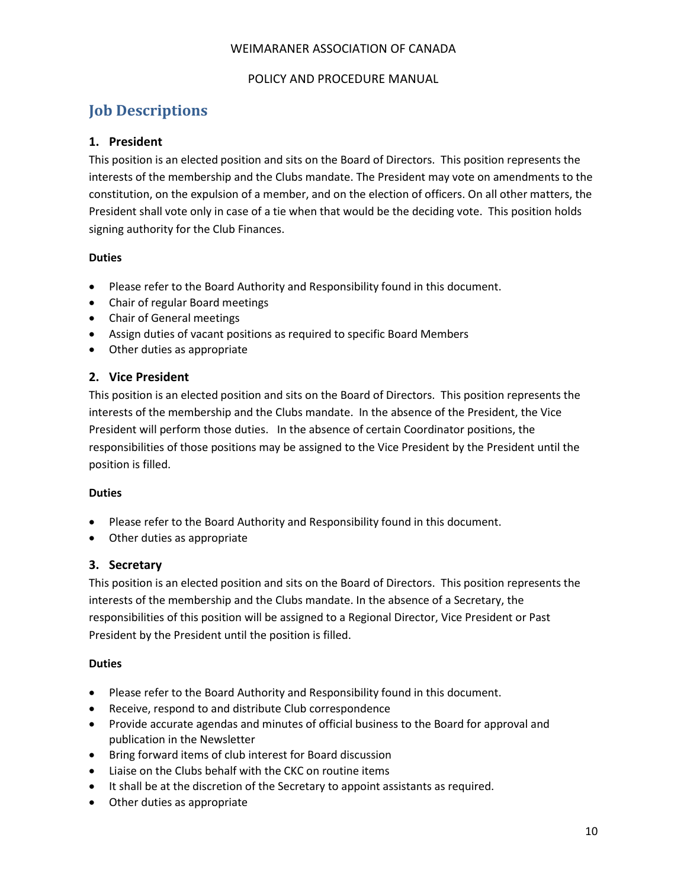# Job Descriptions

## 1. President

This position is an elected position and sits on the Board of Directors. This position represents the interests of the membership and the Clubs mandate. The President may vote on amendments to the constitution, on the expulsion of a member, and on the election of officers. On all other matters, the President shall vote only in case of a tie when that would be the deciding vote. This position holds signing authority for the Club Finances.

**Duties**

- Please refer to the Board Authority and Responsibility found in this document.
- Chair of regular Board meetings
- Chair of General meetings
- Assign duties of vacant positions as required to specific Board Members
- Other duties as appropriate

## 2. Vice President

This position is an elected position and sits on the Board of Directors. This position represents the interests of the membership and the Clubs mandate. In the absence of the President, the Vice President will perform those duties. In the absence of certain Coordinator positions, the responsibilities of those positions may be assigned to the Vice President by the President until the position is filled.

**Duties**

- Please refer to the Board Authority and Responsibility found in this document.
- Other duties as appropriate

## 3. Secretary

This position is an elected position and sits on the Board of Directors. This position represents the interests of the membership and the Clubs mandate. In the absence of a Secretary, the responsibilities of this position will be assigned to a Regional Director, Vice President or Past President by the President until the position is filled.

**Duties**

- Please refer to the Board Authority and Responsibility found in this document.
- Receive, respond to and distribute Club correspondence
- Provide accurate agendas and minutes of official business to the Board for approval and publication in the Newsletter
- Bring forward items of club interest for Board discussion
- Liaise on the Clubs behalf with the CKC on routine items
- It shall be at the discretion of the Secretary to appoint assistants as required.
- Other duties as appropriate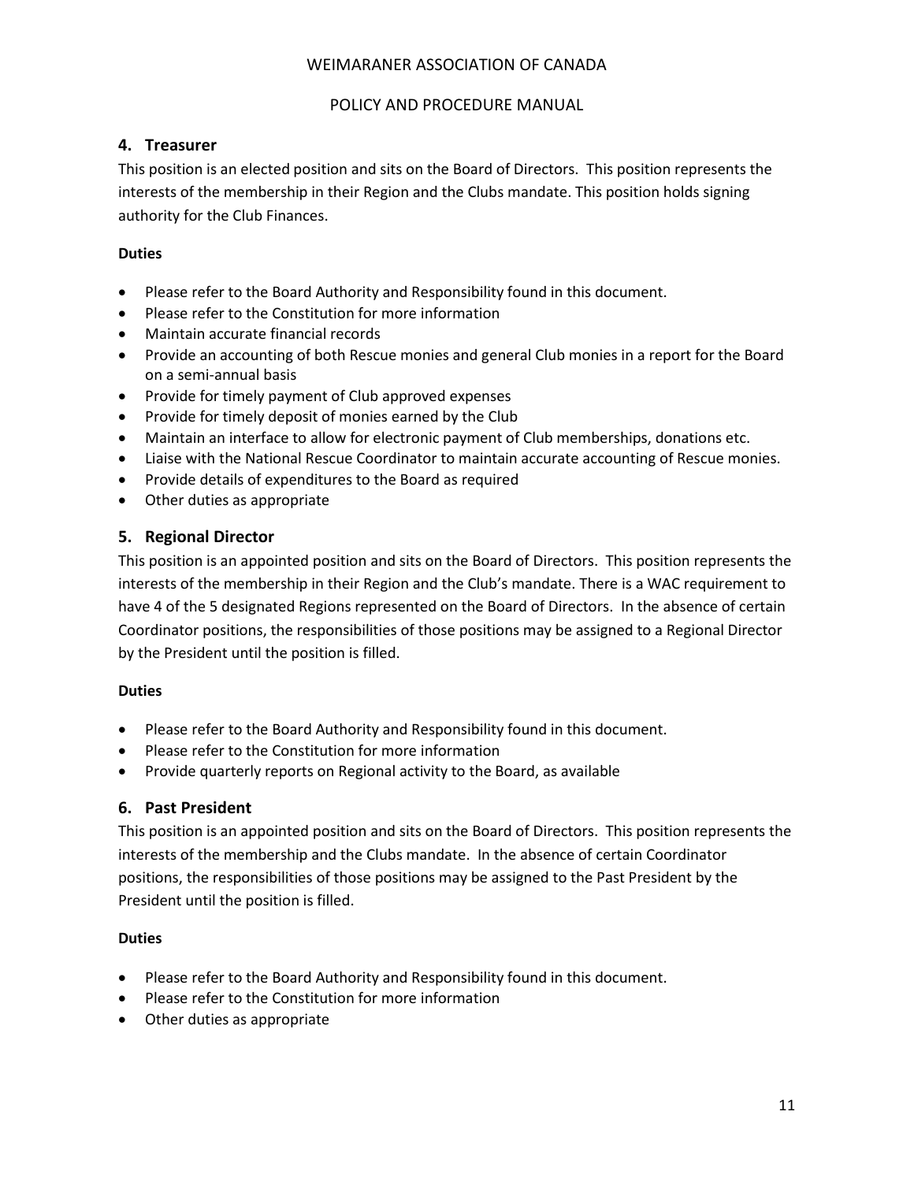## 4. Treasurer

This position is an elected position and sits on the Board of Directors. This position represents the interests of the membership in their Region and the Clubs mandate. This position holds signing authority for the Club Finances.

**Duties**

- Please refer to the Board Authority and Responsibility found in this document.
- Please refer to the Constitution for more information
- Maintain accurate financial records
- Provide an accounting of both Rescue monies and general Club monies in a report for the Board on a semi-annual basis
- Provide for timely payment of Club approved expenses
- Provide for timely deposit of monies earned by the Club
- Maintain an interface to allow for electronic payment of Club memberships, donations etc.
- Liaise with the National Rescue Coordinator to maintain accurate accounting of Rescue monies.
- Provide details of expenditures to the Board as required
- Other duties as appropriate

## 5. Regional Director

This position is an appointed position and sits on the Board of Directors. This position represents the interests of the membership in their Region and the Club's mandate. There is a WAC requirement to have 4 of the 5 designated Regions represented on the Board of Directors. In the absence of certain Coordinator positions, the responsibilities of those positions may be assigned to a Regional Director by the President until the position is filled.

**Duties**

- Please refer to the Board Authority and Responsibility found in this document.
- Please refer to the Constitution for more information
- Provide quarterly reports on Regional activity to the Board, as available

## 6. Past President

This position is an appointed position and sits on the Board of Directors. This position represents the interests of the membership and the Clubs mandate. In the absence of certain Coordinator positions, the responsibilities of those positions may be assigned to the Past President by the President until the position is filled.

**Duties**

- Please refer to the Board Authority and Responsibility found in this document.
- Please refer to the Constitution for more information
- Other duties as appropriate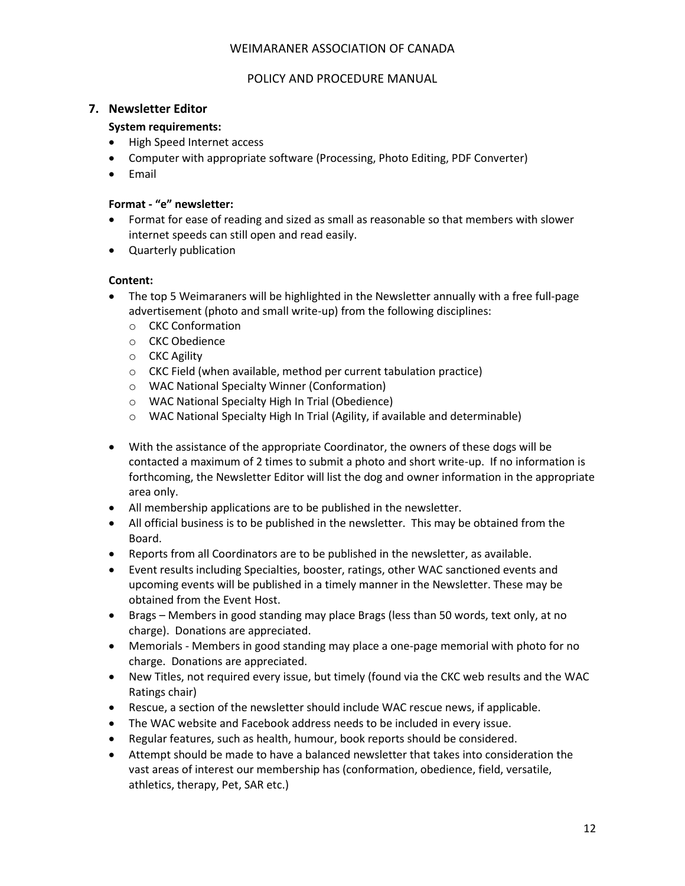## 7. Newsletter Editor

**System requirements:**

- High Speed Internet access
- Computer with appropriate software (Processing, Photo Editing, PDF Converter)
- Email

**Format - "e" newsletter:**

- Format for ease of reading and sized as small as reasonable so that members with slower internet speeds can still open and read easily.
- Quarterly publication

**Content:**

- The top 5 Weimaraners will be highlighted in the Newsletter annually with a free full-page advertisement (photo and small write-up) from the following disciplines:
  - CKC Conformation
  - CKC Obedience
  - CKC Agility
  - CKC Field (when available, method per current tabulation practice)
  - WAC National Specialty Winner (Conformation)
  - WAC National Specialty High In Trial (Obedience)
  - WAC National Specialty High In Trial (Agility, if available and determinable)

- With the assistance of the appropriate Coordinator, the owners of these dogs will be contacted a maximum of 2 times to submit a photo and short write-up. If no information is forthcoming, the Newsletter Editor will list the dog and owner information in the appropriate area only.
- All membership applications are to be published in the newsletter.
- All official business is to be published in the newsletter. This may be obtained from the Board.
- Reports from all Coordinators are to be published in the newsletter, as available.
- Event results including Specialties, booster, ratings, other WAC sanctioned events and upcoming events will be published in a timely manner in the Newsletter. These may be obtained from the Event Host.
- Brags – Members in good standing may place Brags (less than 50 words, text only, at no charge). Donations are appreciated.
- Memorials - Members in good standing may place a one-page memorial with photo for no charge. Donations are appreciated.
- New Titles, not required every issue, but timely (found via the CKC web results and the WAC Ratings chair)
- Rescue, a section of the newsletter should include WAC rescue news, if applicable.
- The WAC website and Facebook address needs to be included in every issue.
- Regular features, such as health, humour, book reports should be considered.
- Attempt should be made to have a balanced newsletter that takes into consideration the vast areas of interest our membership has (conformation, obedience, field, versatile, athletics, therapy, Pet, SAR etc.)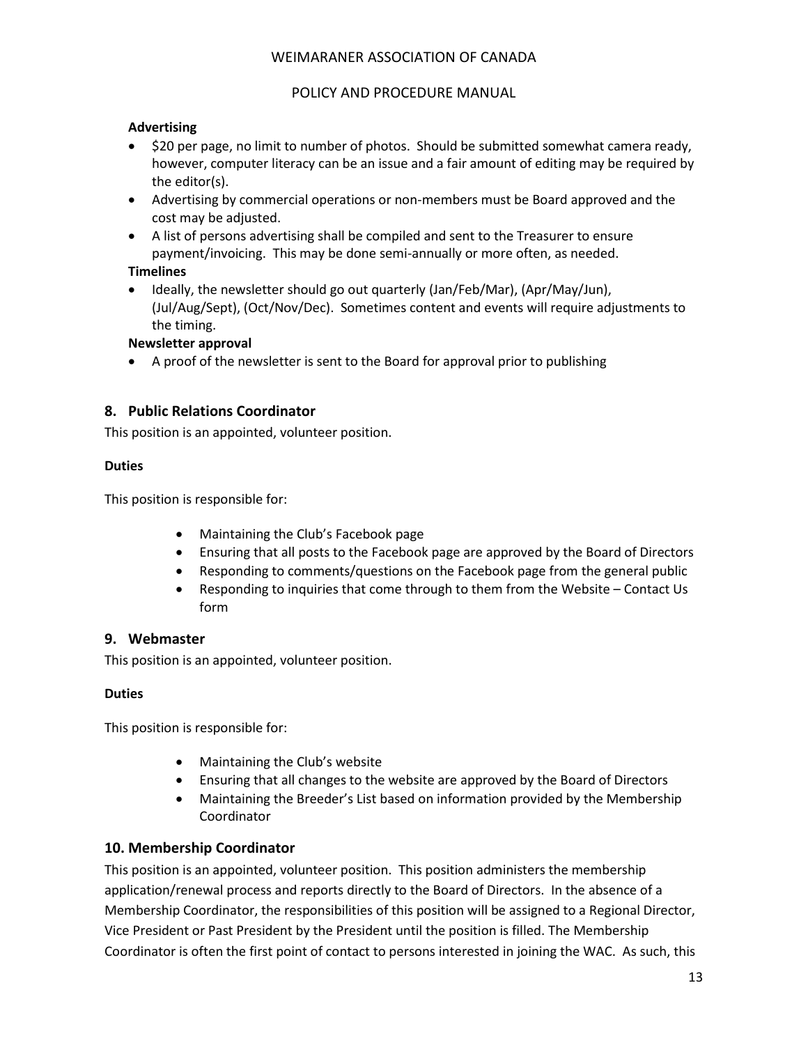**Advertising**

- $20 per page, no limit to number of photos. Should be submitted somewhat camera ready, however, computer literacy can be an issue and a fair amount of editing may be required by the editor(s).
- Advertising by commercial operations or non-members must be Board approved and the cost may be adjusted.
- A list of persons advertising shall be compiled and sent to the Treasurer to ensure payment/invoicing. This may be done semi-annually or more often, as needed.

**Timelines**

- Ideally, the newsletter should go out quarterly (Jan/Feb/Mar), (Apr/May/Jun), (Jul/Aug/Sept), (Oct/Nov/Dec). Sometimes content and events will require adjustments to the timing.

**Newsletter approval**

- A proof of the newsletter is sent to the Board for approval prior to publishing

## 8. Public Relations Coordinator

This position is an appointed, volunteer position.

**Duties**

This position is responsible for:

- Maintaining the Club's Facebook page
- Ensuring that all posts to the Facebook page are approved by the Board of Directors
- Responding to comments/questions on the Facebook page from the general public
- Responding to inquiries that come through to them from the Website – Contact Us form

## 9. Webmaster

This position is an appointed, volunteer position.

**Duties**

This position is responsible for:

- Maintaining the Club's website
- Ensuring that all changes to the website are approved by the Board of Directors
- Maintaining the Breeder's List based on information provided by the Membership Coordinator

## 10. Membership Coordinator

This position is an appointed, volunteer position. This position administers the membership application/renewal process and reports directly to the Board of Directors. In the absence of a Membership Coordinator, the responsibilities of this position will be assigned to a Regional Director, Vice President or Past President by the President until the position is filled. The Membership Coordinator is often the first point of contact to persons interested in joining the WAC. As such, this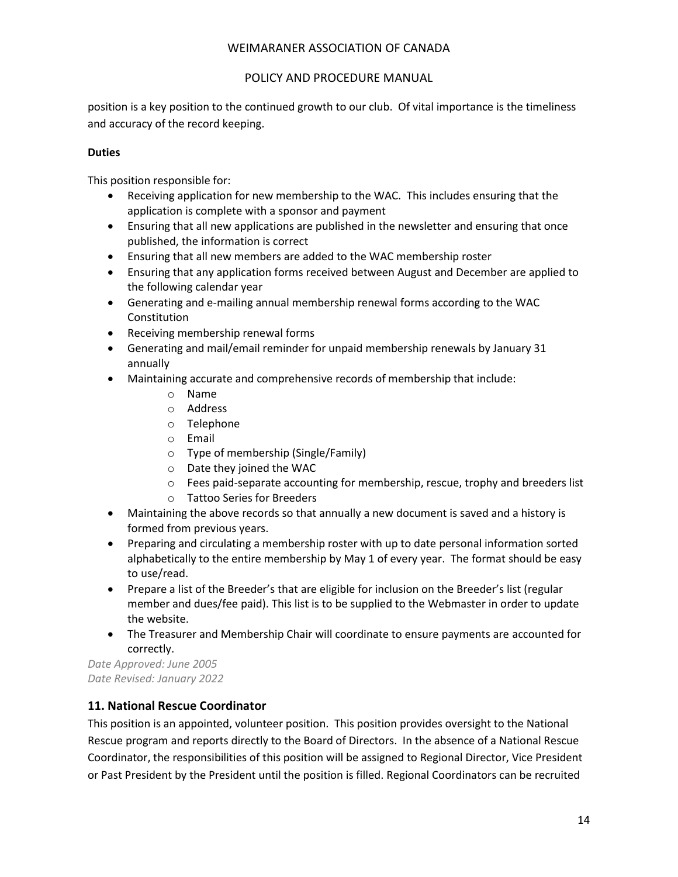position is a key position to the continued growth to our club. Of vital importance is the timeliness and accuracy of the record keeping.

**Duties**

This position responsible for:

- Receiving application for new membership to the WAC. This includes ensuring that the application is complete with a sponsor and payment
- Ensuring that all new applications are published in the newsletter and ensuring that once published, the information is correct
- Ensuring that all new members are added to the WAC membership roster
- Ensuring that any application forms received between August and December are applied to the following calendar year
- Generating and e-mailing annual membership renewal forms according to the WAC Constitution
- Receiving membership renewal forms
- Generating and mail/email reminder for unpaid membership renewals by January 31 annually
- Maintaining accurate and comprehensive records of membership that include:
  - Name
  - Address
  - Telephone
  - Email
  - Type of membership (Single/Family)
  - Date they joined the WAC
  - Fees paid-separate accounting for membership, rescue, trophy and breeders list
  - Tattoo Series for Breeders
- Maintaining the above records so that annually a new document is saved and a history is formed from previous years.
- Preparing and circulating a membership roster with up to date personal information sorted alphabetically to the entire membership by May 1 of every year. The format should be easy to use/read.
- Prepare a list of the Breeder's that are eligible for inclusion on the Breeder's list (regular member and dues/fee paid). This list is to be supplied to the Webmaster in order to update the website.
- The Treasurer and Membership Chair will coordinate to ensure payments are accounted for correctly.

*Date Approved: June 2005*
*Date Revised: January 2022*

## 11. National Rescue Coordinator

This position is an appointed, volunteer position. This position provides oversight to the National Rescue program and reports directly to the Board of Directors. In the absence of a National Rescue Coordinator, the responsibilities of this position will be assigned to Regional Director, Vice President or Past President by the President until the position is filled. Regional Coordinators can be recruited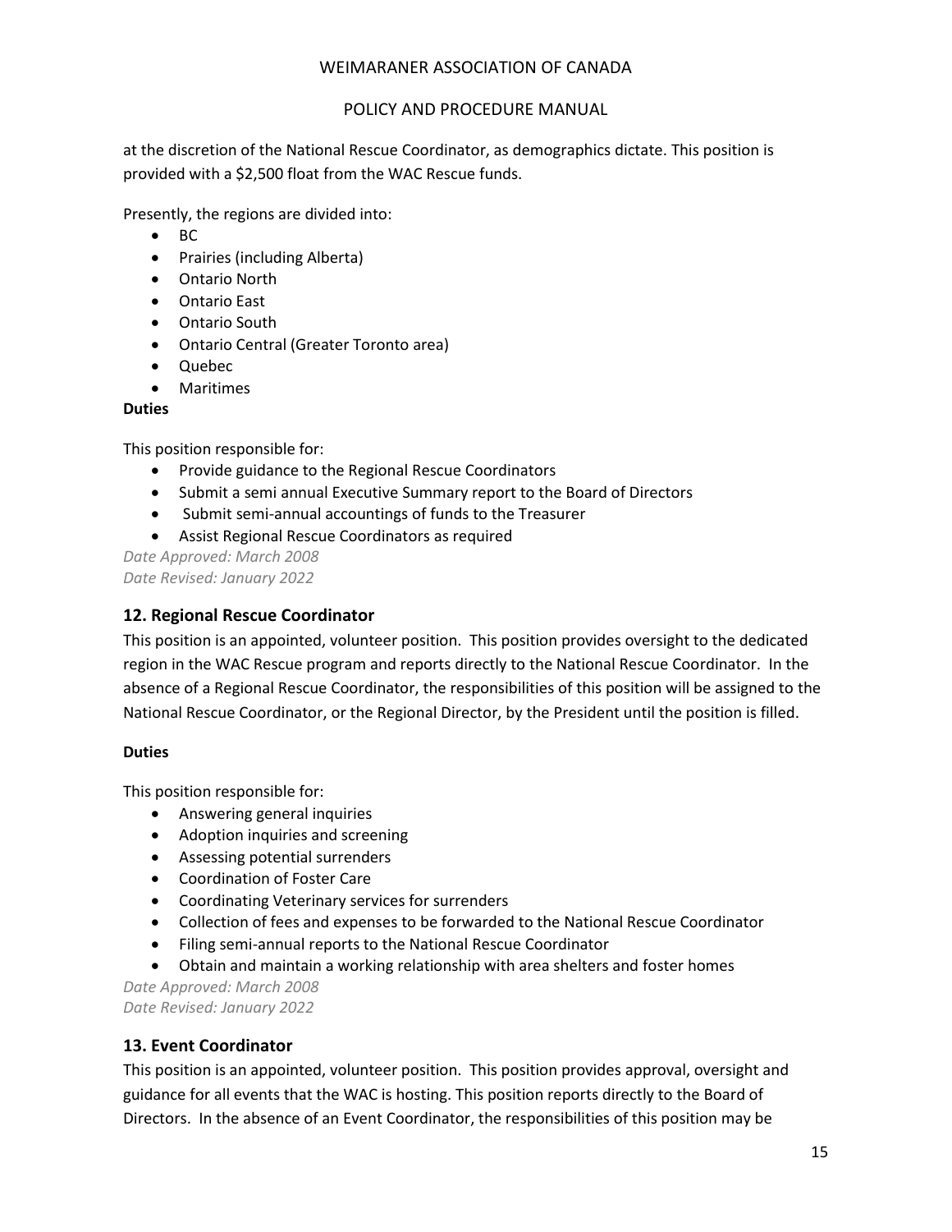at the discretion of the National Rescue Coordinator, as demographics dictate. This position is provided with a $2,500 float from the WAC Rescue funds.

Presently, the regions are divided into:

- BC
- Prairies (including Alberta)
- Ontario North
- Ontario East
- Ontario South
- Ontario Central (Greater Toronto area)
- Quebec
- Maritimes

**Duties**

This position responsible for:

- Provide guidance to the Regional Rescue Coordinators
- Submit a semi annual Executive Summary report to the Board of Directors
- Submit semi-annual accountings of funds to the Treasurer
- Assist Regional Rescue Coordinators as required

*Date Approved: March 2008*
*Date Revised: January 2022*

### 12. Regional Rescue Coordinator

This position is an appointed, volunteer position. This position provides oversight to the dedicated region in the WAC Rescue program and reports directly to the National Rescue Coordinator. In the absence of a Regional Rescue Coordinator, the responsibilities of this position will be assigned to the National Rescue Coordinator, or the Regional Director, by the President until the position is filled.

**Duties**

This position responsible for:

- Answering general inquiries
- Adoption inquiries and screening
- Assessing potential surrenders
- Coordination of Foster Care
- Coordinating Veterinary services for surrenders
- Collection of fees and expenses to be forwarded to the National Rescue Coordinator
- Filing semi-annual reports to the National Rescue Coordinator
- Obtain and maintain a working relationship with area shelters and foster homes

*Date Approved: March 2008*
*Date Revised: January 2022*

### 13. Event Coordinator

This position is an appointed, volunteer position. This position provides approval, oversight and guidance for all events that the WAC is hosting. This position reports directly to the Board of Directors. In the absence of an Event Coordinator, the responsibilities of this position may be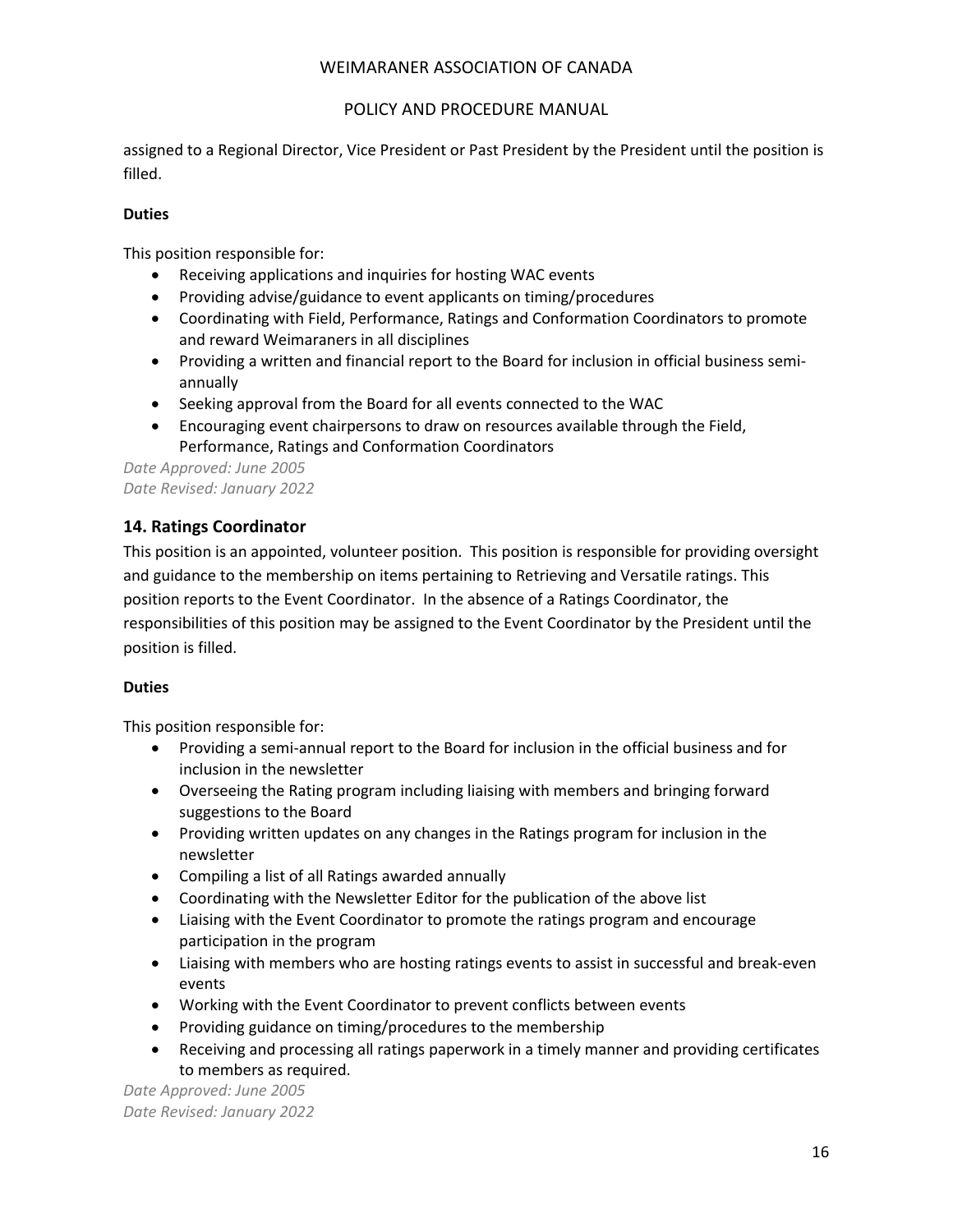assigned to a Regional Director, Vice President or Past President by the President until the position is filled.

**Duties**

This position responsible for:

- Receiving applications and inquiries for hosting WAC events
- Providing advise/guidance to event applicants on timing/procedures
- Coordinating with Field, Performance, Ratings and Conformation Coordinators to promote and reward Weimaraners in all disciplines
- Providing a written and financial report to the Board for inclusion in official business semi-annually
- Seeking approval from the Board for all events connected to the WAC
- Encouraging event chairpersons to draw on resources available through the Field, Performance, Ratings and Conformation Coordinators

*Date Approved: June 2005*
*Date Revised: January 2022*

## 14. Ratings Coordinator

This position is an appointed, volunteer position. This position is responsible for providing oversight and guidance to the membership on items pertaining to Retrieving and Versatile ratings. This position reports to the Event Coordinator. In the absence of a Ratings Coordinator, the responsibilities of this position may be assigned to the Event Coordinator by the President until the position is filled.

**Duties**

This position responsible for:

- Providing a semi-annual report to the Board for inclusion in the official business and for inclusion in the newsletter
- Overseeing the Rating program including liaising with members and bringing forward suggestions to the Board
- Providing written updates on any changes in the Ratings program for inclusion in the newsletter
- Compiling a list of all Ratings awarded annually
- Coordinating with the Newsletter Editor for the publication of the above list
- Liaising with the Event Coordinator to promote the ratings program and encourage participation in the program
- Liaising with members who are hosting ratings events to assist in successful and break-even events
- Working with the Event Coordinator to prevent conflicts between events
- Providing guidance on timing/procedures to the membership
- Receiving and processing all ratings paperwork in a timely manner and providing certificates to members as required.

*Date Approved: June 2005*
*Date Revised: January 2022*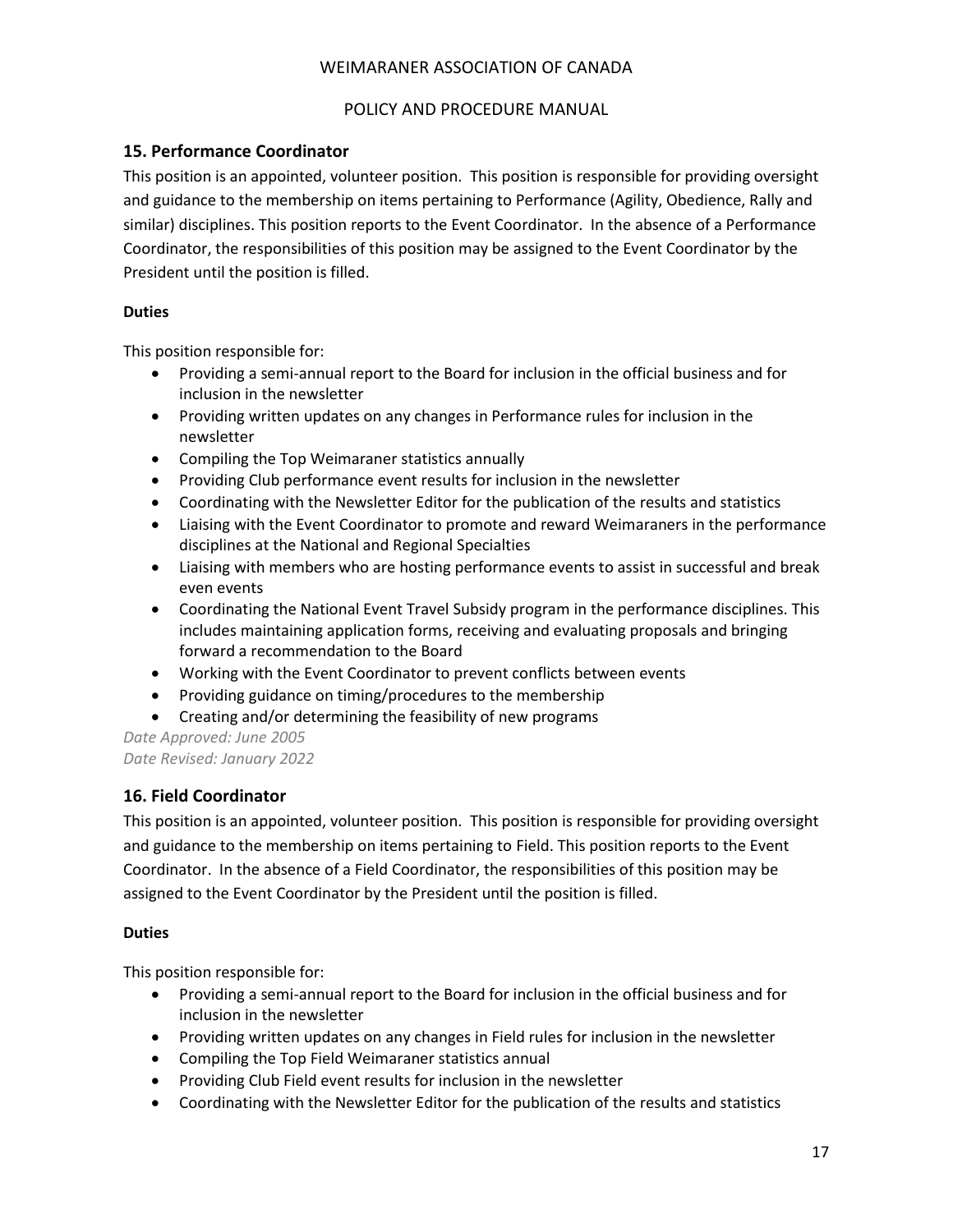## 15. Performance Coordinator

This position is an appointed, volunteer position. This position is responsible for providing oversight and guidance to the membership on items pertaining to Performance (Agility, Obedience, Rally and similar) disciplines. This position reports to the Event Coordinator. In the absence of a Performance Coordinator, the responsibilities of this position may be assigned to the Event Coordinator by the President until the position is filled.

### Duties

This position responsible for:

- Providing a semi-annual report to the Board for inclusion in the official business and for inclusion in the newsletter
- Providing written updates on any changes in Performance rules for inclusion in the newsletter
- Compiling the Top Weimaraner statistics annually
- Providing Club performance event results for inclusion in the newsletter
- Coordinating with the Newsletter Editor for the publication of the results and statistics
- Liaising with the Event Coordinator to promote and reward Weimaraners in the performance disciplines at the National and Regional Specialties
- Liaising with members who are hosting performance events to assist in successful and break even events
- Coordinating the National Event Travel Subsidy program in the performance disciplines. This includes maintaining application forms, receiving and evaluating proposals and bringing forward a recommendation to the Board
- Working with the Event Coordinator to prevent conflicts between events
- Providing guidance on timing/procedures to the membership
- Creating and/or determining the feasibility of new programs

*Date Approved: June 2005*
*Date Revised: January 2022*

## 16. Field Coordinator

This position is an appointed, volunteer position. This position is responsible for providing oversight and guidance to the membership on items pertaining to Field. This position reports to the Event Coordinator. In the absence of a Field Coordinator, the responsibilities of this position may be assigned to the Event Coordinator by the President until the position is filled.

### Duties

This position responsible for:

- Providing a semi-annual report to the Board for inclusion in the official business and for inclusion in the newsletter
- Providing written updates on any changes in Field rules for inclusion in the newsletter
- Compiling the Top Field Weimaraner statistics annual
- Providing Club Field event results for inclusion in the newsletter
- Coordinating with the Newsletter Editor for the publication of the results and statistics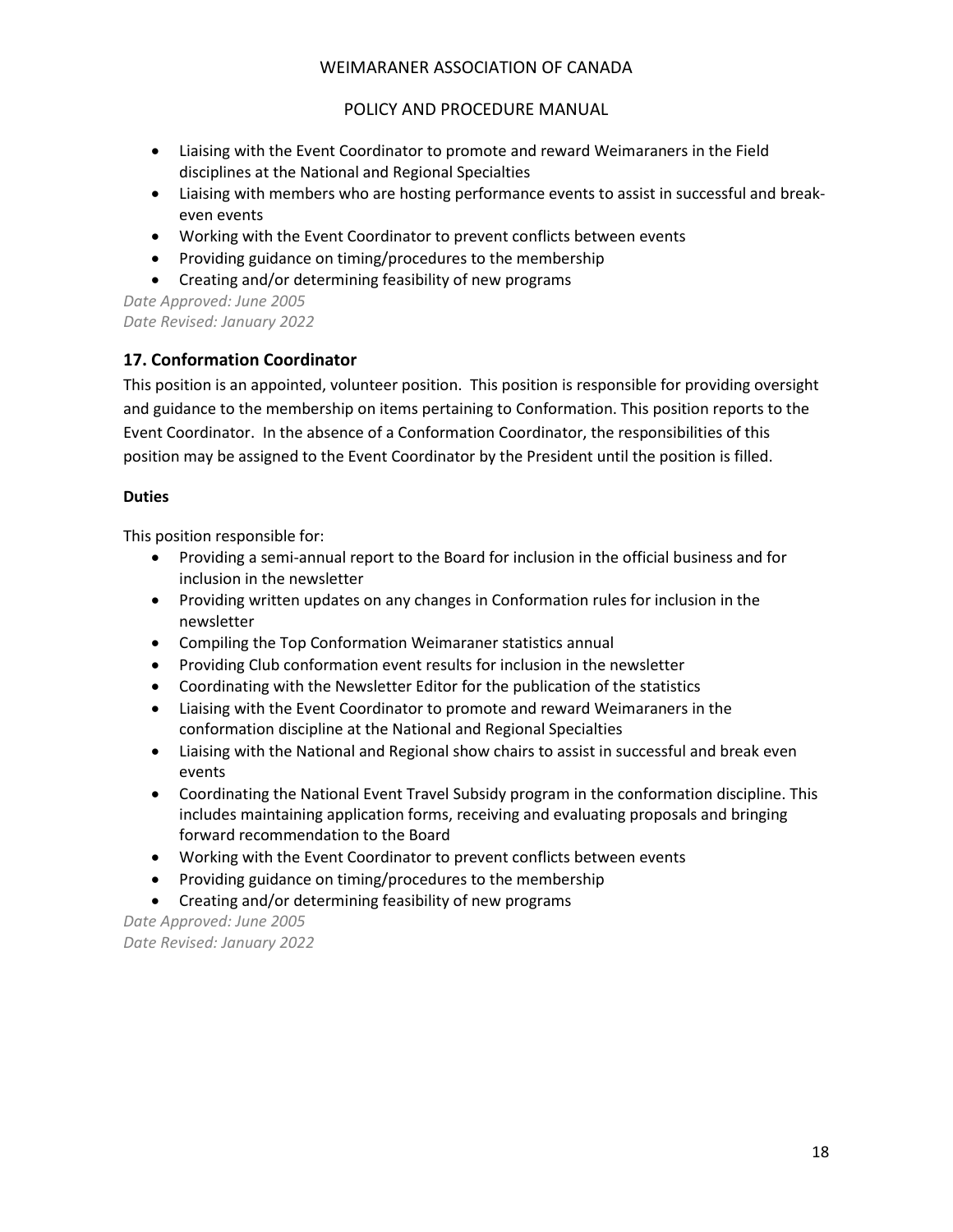- Liaising with the Event Coordinator to promote and reward Weimaraners in the Field disciplines at the National and Regional Specialties
- Liaising with members who are hosting performance events to assist in successful and break-even events
- Working with the Event Coordinator to prevent conflicts between events
- Providing guidance on timing/procedures to the membership
- Creating and/or determining feasibility of new programs

*Date Approved: June 2005*
*Date Revised: January 2022*

## 17. Conformation Coordinator

This position is an appointed, volunteer position. This position is responsible for providing oversight and guidance to the membership on items pertaining to Conformation. This position reports to the Event Coordinator. In the absence of a Conformation Coordinator, the responsibilities of this position may be assigned to the Event Coordinator by the President until the position is filled.

**Duties**

This position responsible for:

- Providing a semi-annual report to the Board for inclusion in the official business and for inclusion in the newsletter
- Providing written updates on any changes in Conformation rules for inclusion in the newsletter
- Compiling the Top Conformation Weimaraner statistics annual
- Providing Club conformation event results for inclusion in the newsletter
- Coordinating with the Newsletter Editor for the publication of the statistics
- Liaising with the Event Coordinator to promote and reward Weimaraners in the conformation discipline at the National and Regional Specialties
- Liaising with the National and Regional show chairs to assist in successful and break even events
- Coordinating the National Event Travel Subsidy program in the conformation discipline. This includes maintaining application forms, receiving and evaluating proposals and bringing forward recommendation to the Board
- Working with the Event Coordinator to prevent conflicts between events
- Providing guidance on timing/procedures to the membership
- Creating and/or determining feasibility of new programs

*Date Approved: June 2005*
*Date Revised: January 2022*